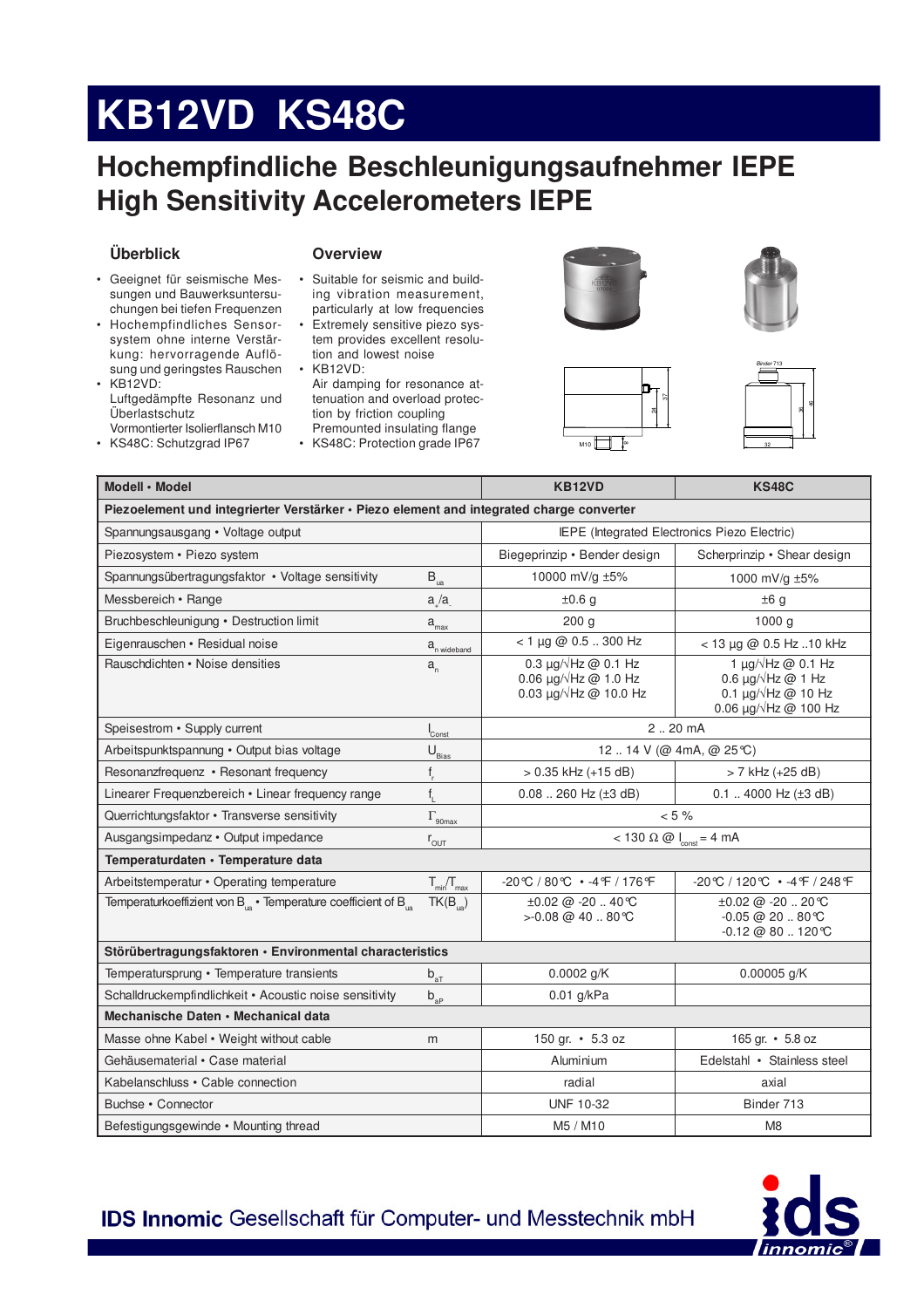# KB12VD KS48C

## Hochempfindliche Beschleunigungsaufnehmer IEPE
## High Sensitivity Accelerometers IEPE

### Überblick

- Geeignet für seismische Messungen und Bauwerksuntersuchungen bei tiefen Frequenzen
- Hochempfindliches Sensorsystem ohne interne Verstärkung: hervorragende Auflösung und geringstes Rauschen
- KB12VD:
  Luftgedämpfte Resonanz und Überlastschutz
  Vormontierter Isolierflansch M10
- KS48C: Schutzgrad IP67

### Overview

- Suitable for seismic and building vibration measurement, particularly at low frequencies
- Extremely sensitive piezo system provides excellent resolution and lowest noise
- KB12VD:
  Air damping for resonance attenuation and overload protection by friction coupling
  Premounted insulating flange
- KS48C: Protection grade IP67

| Modell • Model | | KB12VD | KS48C |
|---|---|---|---|
| **Piezoelement und integrierter Verstärker • Piezo element and integrated charge converter** | | | |
| Spannungsausgang • Voltage output | | IEPE (Integrated Electronics Piezo Electric) | |
| Piezosystem • Piezo system | | Biegeprinzip • Bender design | Scherprinzip • Shear design |
| Spannungsübertragungsfaktor • Voltage sensitivity | $B_{ua}$ | 10000 mV/g ±5% | 1000 mV/g ±5% |
| Messbereich • Range | $a_+/a_-$ | ±0.6 g | ±6 g |
| Bruchbeschleunigung • Destruction limit | $a_{max}$ | 200 g | 1000 g |
| Eigenrauschen • Residual noise | $a_{n\ wideband}$ | < 1 µg @ 0.5 .. 300 Hz | < 13 µg @ 0.5 Hz ..10 kHz |
| Rauschdichten • Noise densities | $a_n$ | 0.3 µg/√Hz @ 0.1 Hz<br>0.06 µg/√Hz @ 1.0 Hz<br>0.03 µg/√Hz @ 10.0 Hz | 1 µg/√Hz @ 0.1 Hz<br>0.6 µg/√Hz @ 1 Hz<br>0.1 µg/√Hz @ 10 Hz<br>0.06 µg/√Hz @ 100 Hz |
| Speisestrom • Supply current | $I_{Const}$ | 2 .. 20 mA | |
| Arbeitspunktspannung • Output bias voltage | $U_{Bias}$ | 12 .. 14 V (@ 4mA, @ 25 °C) | |
| Resonanzfrequenz • Resonant frequency | $f_r$ | > 0.35 kHz (+15 dB) | > 7 kHz (+25 dB) |
| Linearer Frequenzbereich • Linear frequency range | $f_L$ | 0.08 .. 260 Hz (±3 dB) | 0.1 .. 4000 Hz (±3 dB) |
| Querrichtungsfaktor • Transverse sensitivity | $\Gamma_{90max}$ | < 5 % | |
| Ausgangsimpedanz • Output impedance | $r_{OUT}$ | < 130 Ω @ $I_{const}$ = 4 mA | |
| **Temperaturdaten • Temperature data** | | | |
| Arbeitstemperatur • Operating temperature | $T_{min}/T_{max}$ | -20 °C / 80 °C • -4 °F / 176 °F | -20 °C / 120 °C • -4 °F / 248 °F |
| Temperaturkoeffizient von $B_{ua}$ • Temperature coefficient of $B_{ua}$ | $TK(B_{ua})$ | ±0.02 @ -20 .. 40 °C<br>>-0.08 @ 40 .. 80 °C | ±0.02 @ -20 .. 20 °C<br>-0.05 @ 20 .. 80 °C<br>-0.12 @ 80 .. 120 °C |
| **Störübertragungsfaktoren • Environmental characteristics** | | | |
| Temperatursprung • Temperature transients | $b_{aT}$ | 0.0002 g/K | 0.00005 g/K |
| Schalldruckempfindlichkeit • Acoustic noise sensitivity | $b_{aP}$ | 0.01 g/kPa | |
| **Mechanische Daten • Mechanical data** | | | |
| Masse ohne Kabel • Weight without cable | m | 150 gr. • 5.3 oz | 165 gr. • 5.8 oz |
| Gehäusematerial • Case material | | Aluminium | Edelstahl • Stainless steel |
| Kabelanschluss • Cable connection | | radial | axial |
| Buchse • Connector | | UNF 10-32 | Binder 713 |
| Befestigungsgewinde • Mounting thread | | M5 / M10 | M8 |

**IDS Innomic** Gesellschaft für Computer- und Messtechnik mbH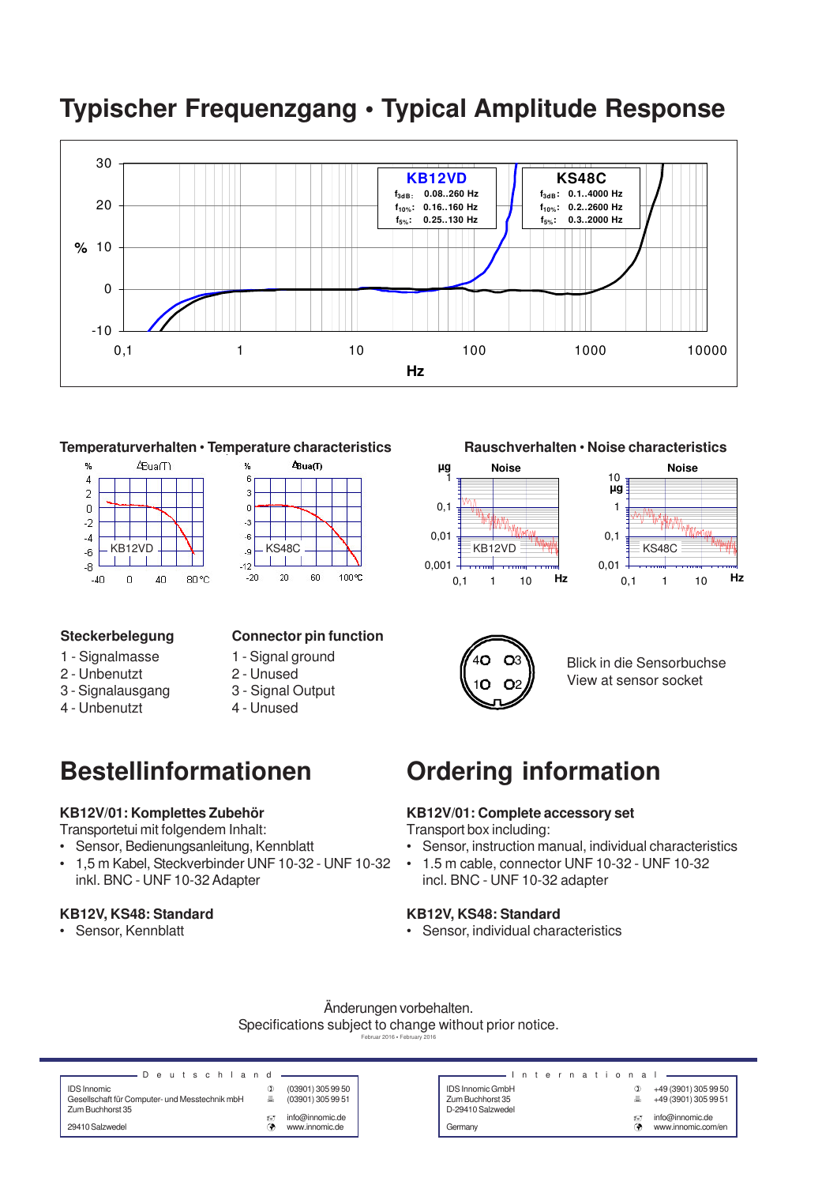# Typischer Frequenzgang • Typical Amplitude Response

30
20
% 10
0
-10
0,1 1 10 100 1000 10000
Hz

**KB12VD**
$f_{3dB}$: 0.08..260 Hz
$f_{10\%}$: 0.16..160 Hz
$f_{5\%}$: 0.25..130 Hz

**KS48C**
$f_{3dB}$: 0.1..4000 Hz
$f_{10\%}$: 0.2..2600 Hz
$f_{5\%}$: 0.3..2000 Hz

### Temperaturverhalten • Temperature characteristics

%
ΔBua(T)
4
2
0
-2
-4
-6
-8
KB12VD
-40 0 40 80 °C

%
ΔBua(T)
6
3
0
-3
-6
-9
-12
KS48C
-20 20 60 100 °C

### Rauschverhalten • Noise characteristics

μg
Noise
1
0,1
0,01
0,001
KB12VD
0,1 1 10 Hz

10
μg
Noise
1
0,1
0,01
KS48C
0,1 1 10 Hz

### Steckerbelegung

1 - Signalmasse
2 - Unbenutzt
3 - Signalausgang
4 - Unbenutzt

### Connector pin function

1 - Signal ground
2 - Unused
3 - Signal Output
4 - Unused

4 3
1 2

Blick in die Sensorbuchse
View at sensor socket

# Bestellinformationen

**KB12V/01: Komplettes Zubehör**
Transportetui mit folgendem Inhalt:

- Sensor, Bedienungsanleitung, Kennblatt
- 1,5 m Kabel, Steckverbinder UNF 10-32 - UNF 10-32 inkl. BNC - UNF 10-32 Adapter

**KB12V, KS48: Standard**

- Sensor, Kennblatt

# Ordering information

**KB12V/01: Complete accessory set**
Transport box including:

- Sensor, instruction manual, individual characteristics
- 1.5 m cable, connector UNF 10-32 - UNF 10-32 incl. BNC - UNF 10-32 adapter

**KB12V, KS48: Standard**

- Sensor, individual characteristics

Änderungen vorbehalten.
Specifications subject to change without notice.
Februar 2016 • February 2016

**Deutschland**

IDS Innomic
Gesellschaft für Computer- und Messtechnik mbH
Zum Buchhorst 35
29410 Salzwedel

(03901) 305 99 50
(03901) 305 99 51
info@innomic.de
www.innomic.de

**International**

IDS Innomic GmbH
Zum Buchhorst 35
D-29410 Salzwedel
Germany

+49 (3901) 305 99 50
+49 (3901) 305 99 51
info@innomic.de
www.innomic.com/en